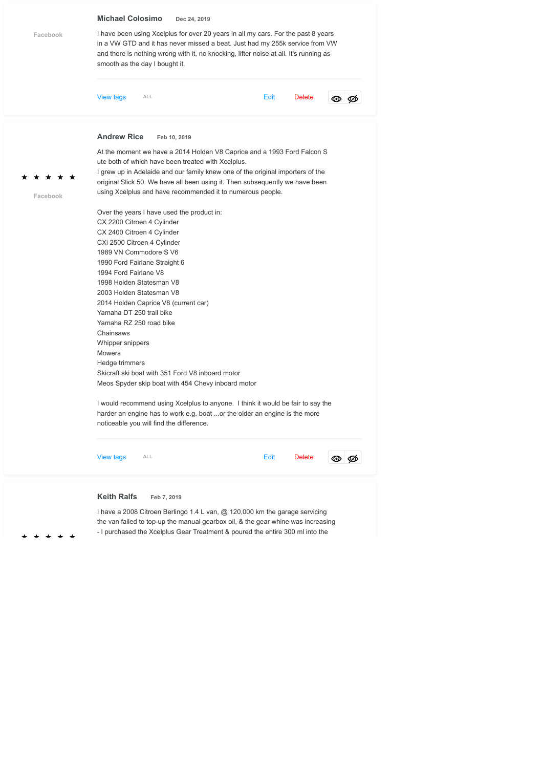**Michael Colosimo** Dec 24, 2019

Facebook

I have been using Xcelplus for over 20 years in all my cars. For the past 8 years in a VW GTD and it has never missed a beat. Just had my 255k service from VW and there is nothing wrong with it, no knocking, lifter noise at all. It's running as smooth as the day I bought it.

View tags ALL Edit Delete

---

**Andrew Rice** Feb 10, 2019

★ ★ ★ ★ ★

Facebook

At the moment we have a 2014 Holden V8 Caprice and a 1993 Ford Falcon S ute both of which have been treated with Xcelplus.
I grew up in Adelaide and our family knew one of the original importers of the original Slick 50. We have all been using it. Then subsequently we have been using Xcelplus and have recommended it to numerous people.

Over the years I have used the product in:
CX 2200 Citroen 4 Cylinder
CX 2400 Citroen 4 Cylinder
CXi 2500 Citroen 4 Cylinder
1989 VN Commodore S V6
1990 Ford Fairlane Straight 6
1994 Ford Fairlane V8
1998 Holden Statesman V8
2003 Holden Statesman V8
2014 Holden Caprice V8 (current car)
Yamaha DT 250 trail bike
Yamaha RZ 250 road bike
Chainsaws
Whipper snippers
Mowers
Hedge trimmers
Skicraft ski boat with 351 Ford V8 inboard motor
Meos Spyder skip boat with 454 Chevy inboard motor

I would recommend using Xcelplus to anyone. I think it would be fair to say the harder an engine has to work e.g. boat ...or the older an engine is the more noticeable you will find the difference.

View tags ALL Edit Delete

---

**Keith Ralfs** Feb 7, 2019

★ ★ ★ ★ ★

I have a 2008 Citroen Berlingo 1.4 L van, @ 120,000 km the garage servicing the van failed to top-up the manual gearbox oil, & the gear whine was increasing - I purchased the Xcelplus Gear Treatment & poured the entire 300 ml into the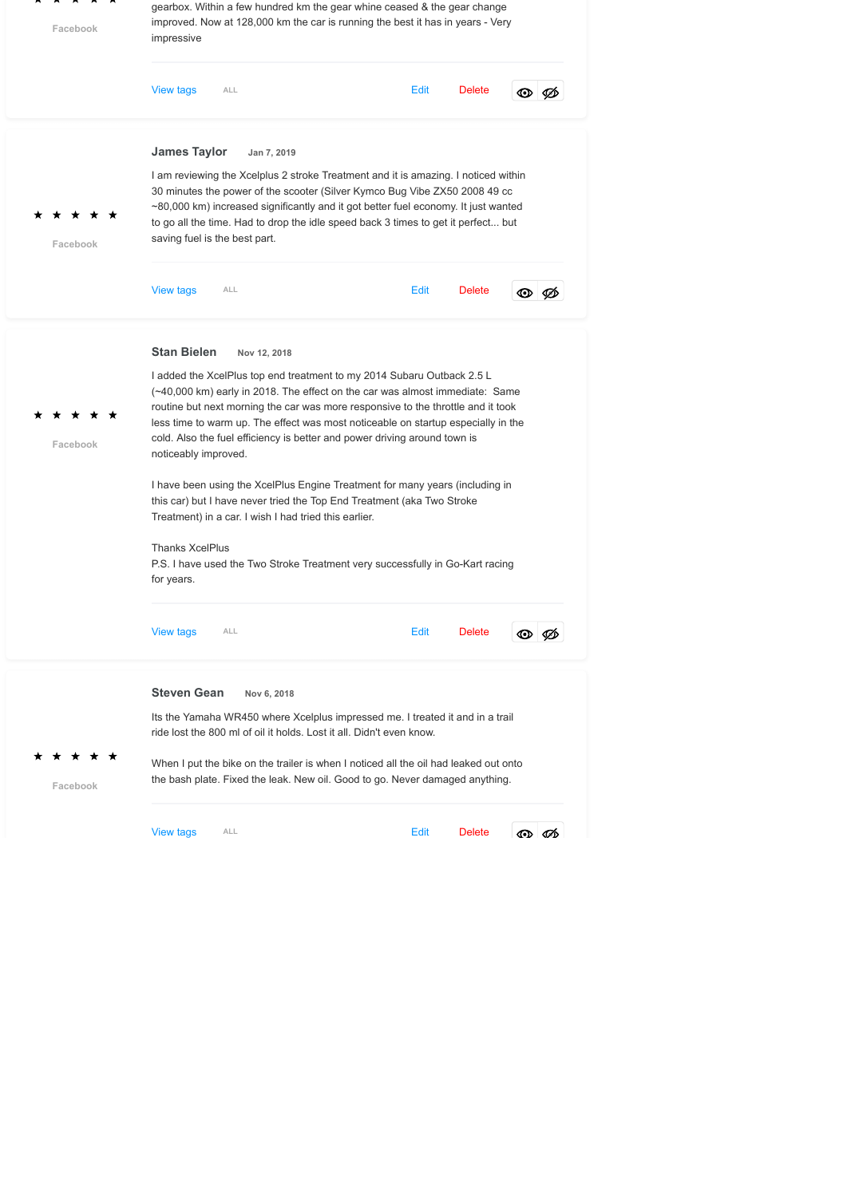★ ★ ★ ★ ★

Facebook

gearbox. Within a few hundred km the gear whine ceased & the gear change improved. Now at 128,000 km the car is running the best it has in years - Very impressive

View tags ALL Edit Delete

---

★ ★ ★ ★ ★

Facebook

**James Taylor** Jan 7, 2019

I am reviewing the Xcelplus 2 stroke Treatment and it is amazing. I noticed within 30 minutes the power of the scooter (Silver Kymco Bug Vibe ZX50 2008 49 cc ~80,000 km) increased significantly and it got better fuel economy. It just wanted to go all the time. Had to drop the idle speed back 3 times to get it perfect... but saving fuel is the best part.

View tags ALL Edit Delete

---

★ ★ ★ ★ ★

Facebook

**Stan Bielen** Nov 12, 2018

I added the XcelPlus top end treatment to my 2014 Subaru Outback 2.5 L (~40,000 km) early in 2018. The effect on the car was almost immediate: Same routine but next morning the car was more responsive to the throttle and it took less time to warm up. The effect was most noticeable on startup especially in the cold. Also the fuel efficiency is better and power driving around town is noticeably improved.

I have been using the XcelPlus Engine Treatment for many years (including in this car) but I have never tried the Top End Treatment (aka Two Stroke Treatment) in a car. I wish I had tried this earlier.

Thanks XcelPlus
P.S. I have used the Two Stroke Treatment very successfully in Go-Kart racing for years.

View tags ALL Edit Delete

---

★ ★ ★ ★ ★

Facebook

**Steven Gean** Nov 6, 2018

Its the Yamaha WR450 where Xcelplus impressed me. I treated it and in a trail ride lost the 800 ml of oil it holds. Lost it all. Didn't even know.

When I put the bike on the trailer is when I noticed all the oil had leaked out onto the bash plate. Fixed the leak. New oil. Good to go. Never damaged anything.

View tags ALL Edit Delete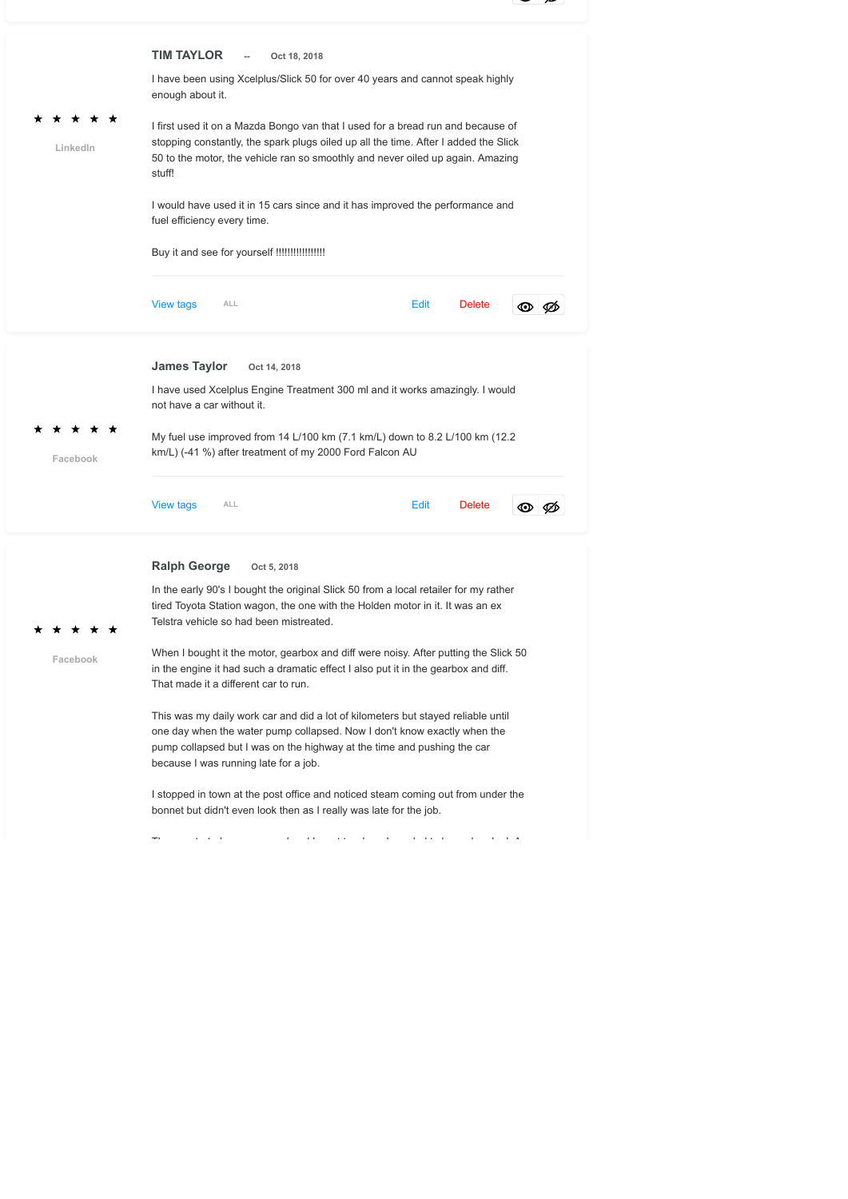### TIM TAYLOR -- Oct 18, 2018

★ ★ ★ ★ ★

LinkedIn

I have been using Xcelplus/Slick 50 for over 40 years and cannot speak highly enough about it.

I first used it on a Mazda Bongo van that I used for a bread run and because of stopping constantly, the spark plugs oiled up all the time. After I added the Slick 50 to the motor, the vehicle ran so smoothly and never oiled up again. Amazing stuff!

I would have used it in 15 cars since and it has improved the performance and fuel efficiency every time.

Buy it and see for yourself !!!!!!!!!!!!!!!!

View tags ALL Edit Delete

---

### James Taylor Oct 14, 2018

★ ★ ★ ★ ★

Facebook

I have used Xcelplus Engine Treatment 300 ml and it works amazingly. I would not have a car without it.

My fuel use improved from 14 L/100 km (7.1 km/L) down to 8.2 L/100 km (12.2 km/L) (-41 %) after treatment of my 2000 Ford Falcon AU

View tags ALL Edit Delete

---

### Ralph George Oct 5, 2018

★ ★ ★ ★ ★

Facebook

In the early 90's I bought the original Slick 50 from a local retailer for my rather tired Toyota Station wagon, the one with the Holden motor in it. It was an ex Telstra vehicle so had been mistreated.

When I bought it the motor, gearbox and diff were noisy. After putting the Slick 50 in the engine it had such a dramatic effect I also put it in the gearbox and diff. That made it a different car to run.

This was my daily work car and did a lot of kilometers but stayed reliable until one day when the water pump collapsed. Now I don't know exactly when the pump collapsed but I was on the highway at the time and pushing the car because I was running late for a job.

I stopped in town at the post office and noticed steam coming out from under the bonnet but didn't even look then as I really was late for the job.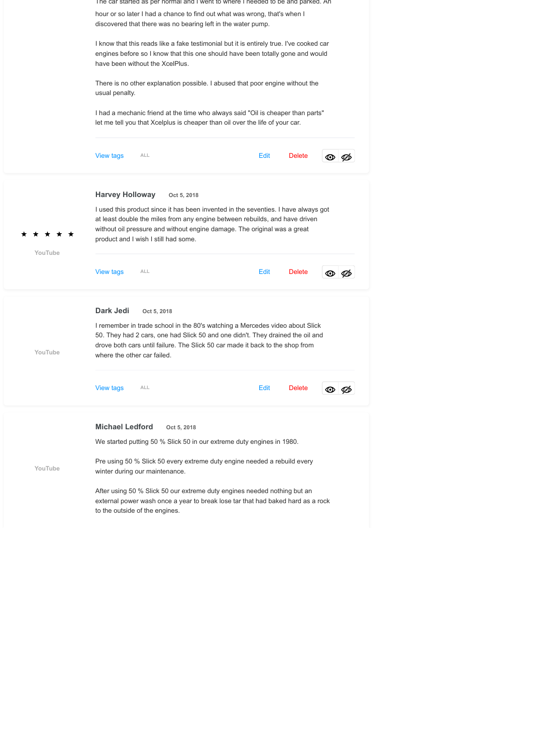The car started as per normal and I went to where I needed to be and parked. An hour or so later I had a chance to find out what was wrong, that's when I discovered that there was no bearing left in the water pump.

I know that this reads like a fake testimonial but it is entirely true. I've cooked car engines before so I know that this one should have been totally gone and would have been without the XcelPlus.

There is no other explanation possible. I abused that poor engine without the usual penalty.

I had a mechanic friend at the time who always said "Oil is cheaper than parts" let me tell you that Xcelplus is cheaper than oil over the life of your car.

View tags ALL Edit Delete

---

**Harvey Holloway** Oct 5, 2018

★ ★ ★ ★ ★

YouTube

I used this product since it has been invented in the seventies. I have always got at least double the miles from any engine between rebuilds, and have driven without oil pressure and without engine damage. The original was a great product and I wish I still had some.

View tags ALL Edit Delete

---

**Dark Jedi** Oct 5, 2018

YouTube

I remember in trade school in the 80's watching a Mercedes video about Slick 50. They had 2 cars, one had Slick 50 and one didn't. They drained the oil and drove both cars until failure. The Slick 50 car made it back to the shop from where the other car failed.

View tags ALL Edit Delete

---

**Michael Ledford** Oct 5, 2018

YouTube

We started putting 50 % Slick 50 in our extreme duty engines in 1980.

Pre using 50 % Slick 50 every extreme duty engine needed a rebuild every winter during our maintenance.

After using 50 % Slick 50 our extreme duty engines needed nothing but an external power wash once a year to break lose tar that had baked hard as a rock to the outside of the engines.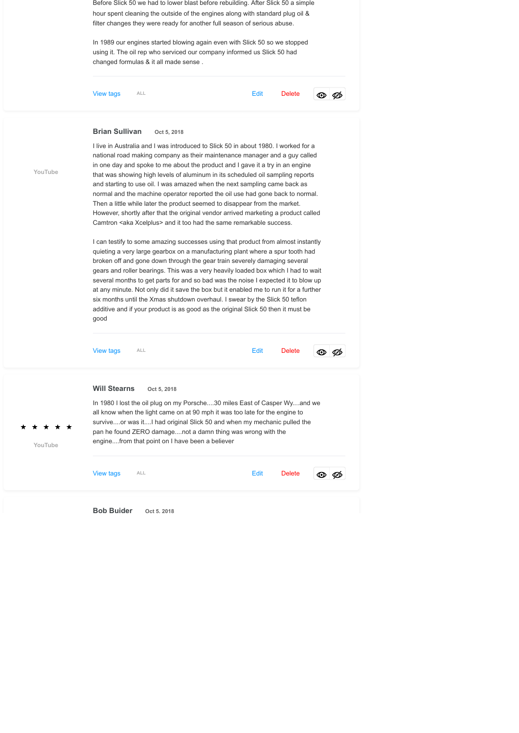Before Slick 50 we had to lower blast before rebuilding. After Slick 50 a simple hour spent cleaning the outside of the engines along with standard plug oil & filter changes they were ready for another full season of serious abuse.

In 1989 our engines started blowing again even with Slick 50 so we stopped using it. The oil rep who serviced our company informed us Slick 50 had changed formulas & it all made sense .

View tags ALL Edit Delete

---

YouTube

**Brian Sullivan** Oct 5, 2018

I live in Australia and I was introduced to Slick 50 in about 1980. I worked for a national road making company as their maintenance manager and a guy called in one day and spoke to me about the product and I gave it a try in an engine that was showing high levels of aluminum in its scheduled oil sampling reports and starting to use oil. I was amazed when the next sampling came back as normal and the machine operator reported the oil use had gone back to normal. Then a little while later the product seemed to disappear from the market. However, shortly after that the original vendor arrived marketing a product called Camtron <aka Xcelplus> and it too had the same remarkable success.

I can testify to some amazing successes using that product from almost instantly quieting a very large gearbox on a manufacturing plant where a spur tooth had broken off and gone down through the gear train severely damaging several gears and roller bearings. This was a very heavily loaded box which I had to wait several months to get parts for and so bad was the noise I expected it to blow up at any minute. Not only did it save the box but it enabled me to run it for a further six months until the Xmas shutdown overhaul. I swear by the Slick 50 teflon additive and if your product is as good as the original Slick 50 then it must be good

View tags ALL Edit Delete

---

★ ★ ★ ★ ★

YouTube

**Will Stearns** Oct 5, 2018

In 1980 I lost the oil plug on my Porsche....30 miles East of Casper Wy....and we all know when the light came on at 90 mph it was too late for the engine to survive....or was it....I had original Slick 50 and when my mechanic pulled the pan he found ZERO damage....not a damn thing was wrong with the engine....from that point on I have been a believer

View tags ALL Edit Delete

---

**Bob Buider** Oct 5. 2018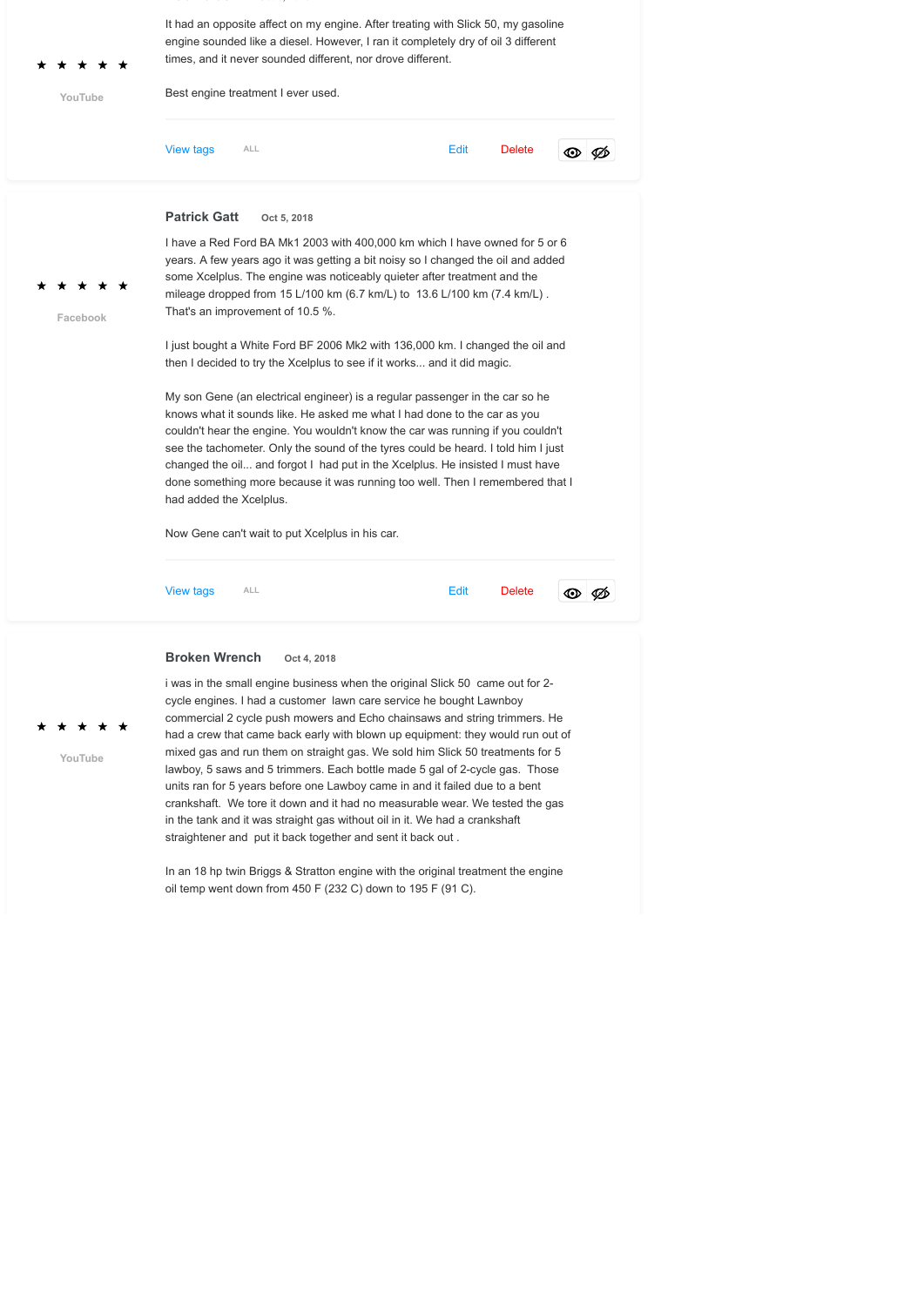It had an opposite affect on my engine. After treating with Slick 50, my gasoline engine sounded like a diesel. However, I ran it completely dry of oil 3 different times, and it never sounded different, nor drove different.

Best engine treatment I ever used.

★ ★ ★ ★ ★

YouTube

View tags ALL Edit Delete

---

**Patrick Gatt** Oct 5, 2018

★ ★ ★ ★ ★

Facebook

I have a Red Ford BA Mk1 2003 with 400,000 km which I have owned for 5 or 6 years. A few years ago it was getting a bit noisy so I changed the oil and added some Xcelplus. The engine was noticeably quieter after treatment and the mileage dropped from 15 L/100 km (6.7 km/L) to 13.6 L/100 km (7.4 km/L) . That's an improvement of 10.5 %.

I just bought a White Ford BF 2006 Mk2 with 136,000 km. I changed the oil and then I decided to try the Xcelplus to see if it works... and it did magic.

My son Gene (an electrical engineer) is a regular passenger in the car so he knows what it sounds like. He asked me what I had done to the car as you couldn't hear the engine. You wouldn't know the car was running if you couldn't see the tachometer. Only the sound of the tyres could be heard. I told him I just changed the oil... and forgot I had put in the Xcelplus. He insisted I must have done something more because it was running too well. Then I remembered that I had added the Xcelplus.

Now Gene can't wait to put Xcelplus in his car.

View tags ALL Edit Delete

---

**Broken Wrench** Oct 4, 2018

★ ★ ★ ★ ★

YouTube

i was in the small engine business when the original Slick 50 came out for 2-cycle engines. I had a customer lawn care service he bought Lawnboy commercial 2 cycle push mowers and Echo chainsaws and string trimmers. He had a crew that came back early with blown up equipment: they would run out of mixed gas and run them on straight gas. We sold him Slick 50 treatments for 5 lawboy, 5 saws and 5 trimmers. Each bottle made 5 gal of 2-cycle gas. Those units ran for 5 years before one Lawboy came in and it failed due to a bent crankshaft. We tore it down and it had no measurable wear. We tested the gas in the tank and it was straight gas without oil in it. We had a crankshaft straightener and put it back together and sent it back out .

In an 18 hp twin Briggs & Stratton engine with the original treatment the engine oil temp went down from 450 F (232 C) down to 195 F (91 C).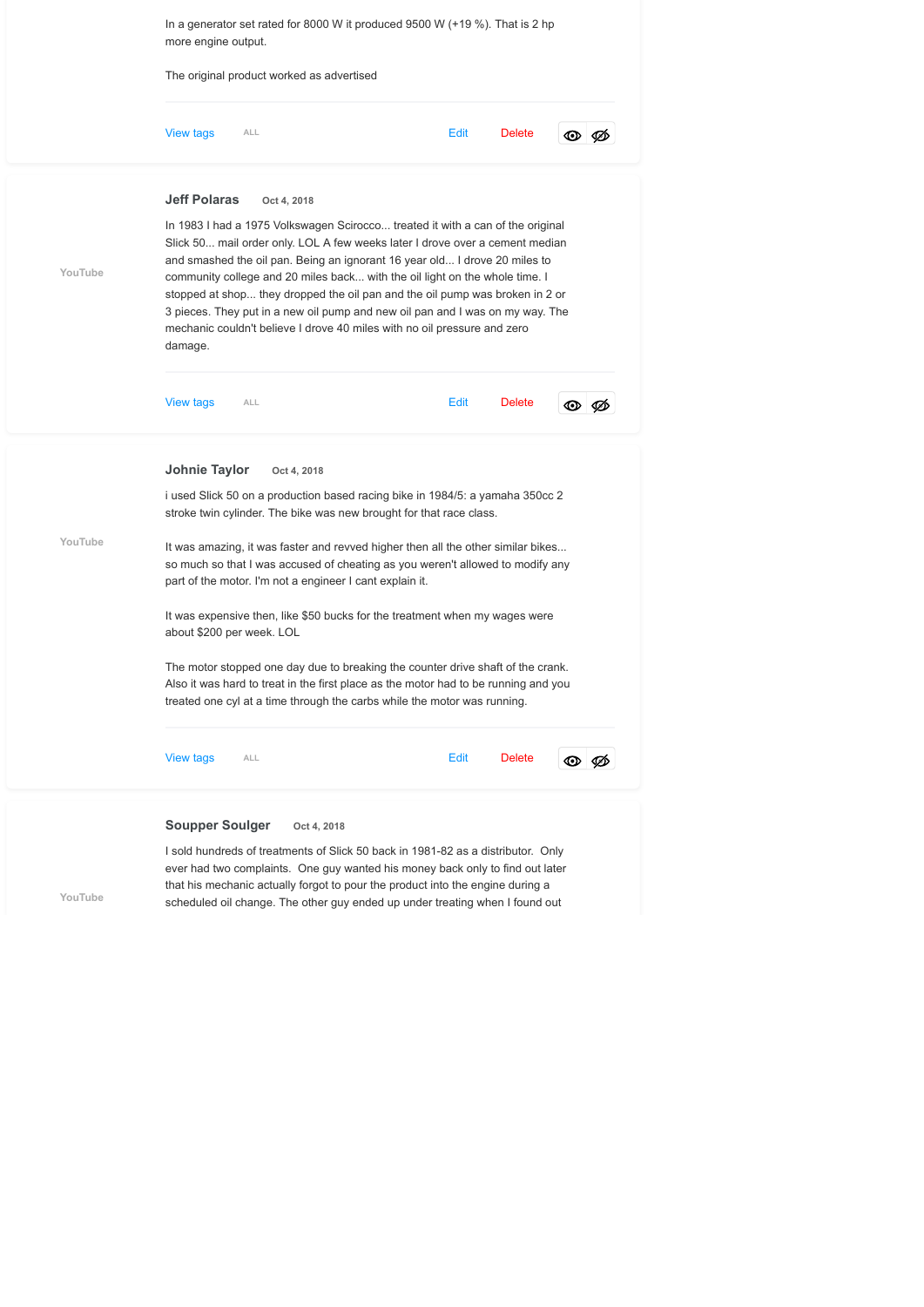In a generator set rated for 8000 W it produced 9500 W (+19 %). That is 2 hp more engine output.

The original product worked as advertised

View tags ALL Edit Delete

---

YouTube

**Jeff Polaras** Oct 4, 2018

In 1983 I had a 1975 Volkswagen Scirocco... treated it with a can of the original Slick 50... mail order only. LOL A few weeks later I drove over a cement median and smashed the oil pan. Being an ignorant 16 year old... I drove 20 miles to community college and 20 miles back... with the oil light on the whole time. I stopped at shop... they dropped the oil pan and the oil pump was broken in 2 or 3 pieces. They put in a new oil pump and new oil pan and I was on my way. The mechanic couldn't believe I drove 40 miles with no oil pressure and zero damage.

View tags ALL Edit Delete

---

YouTube

**Johnie Taylor** Oct 4, 2018

i used Slick 50 on a production based racing bike in 1984/5: a yamaha 350cc 2 stroke twin cylinder. The bike was new brought for that race class.

It was amazing, it was faster and revved higher then all the other similar bikes... so much so that I was accused of cheating as you weren't allowed to modify any part of the motor. I'm not a engineer I cant explain it.

It was expensive then, like $50 bucks for the treatment when my wages were about $200 per week. LOL

The motor stopped one day due to breaking the counter drive shaft of the crank. Also it was hard to treat in the first place as the motor had to be running and you treated one cyl at a time through the carbs while the motor was running.

View tags ALL Edit Delete

---

YouTube

**Soupper Soulger** Oct 4, 2018

I sold hundreds of treatments of Slick 50 back in 1981-82 as a distributor. Only ever had two complaints. One guy wanted his money back only to find out later that his mechanic actually forgot to pour the product into the engine during a scheduled oil change. The other guy ended up under treating when I found out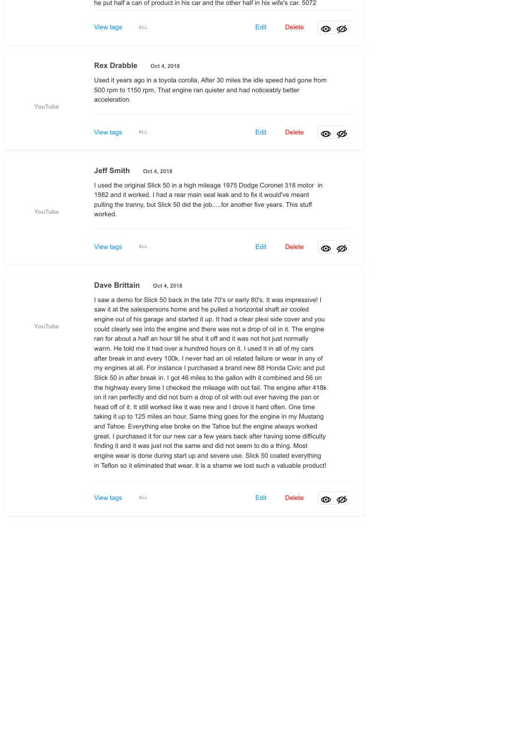he put half a can of product in his car and the other half in his wife's car. 5072

View tags ALL Edit Delete

**Rex Drabble** Oct 4, 2018

YouTube

Used it years ago in a toyota corolla, After 30 miles the idle speed had gone from 500 rpm to 1150 rpm, That engine ran quieter and had noticeably better acceleration.

View tags ALL Edit Delete

**Jeff Smith** Oct 4, 2018

YouTube

I used the original Slick 50 in a high mileage 1975 Dodge Coronet 318 motor in 1982 and it worked. I had a rear main seal leak and to fix it would've meant pulling the tranny, but Slick 50 did the job.....for another five years. This stuff worked.

View tags ALL Edit Delete

**Dave Brittain** Oct 4, 2018

YouTube

I saw a demo for Slick 50 back in the late 70's or early 80's. It was impressive! I saw it at the salespersons home and he pulled a horizontal shaft air cooled engine out of his garage and started it up. It had a clear plexi side cover and you could clearly see into the engine and there was not a drop of oil in it. The engine ran for about a half an hour till he shut it off and it was not hot just normally warm. He told me it had over a hundred hours on it. I used it in all of my cars after break in and every 100k. I never had an oil related failure or wear in any of my engines at all. For instance I purchased a brand new 88 Honda Civic and put Slick 50 in after break in. I got 46 miles to the gallon with it combined and 56 on the highway every time I checked the mileage with out fail. The engine after 418k on it ran perfectly and did not burn a drop of oil with out ever having the pan or head off of it. It still worked like it was new and I drove it hard often. One time taking it up to 125 miles an hour. Same thing goes for the engine in my Mustang and Tahoe. Everything else broke on the Tahoe but the engine always worked great. I purchased it for our new car a few years back after having some difficulty finding it and it was just not the same and did not seem to do a thing. Most engine wear is done during start up and severe use. Slick 50 coated everything in Teflon so it eliminated that wear. It is a shame we lost such a valuable product!

View tags ALL Edit Delete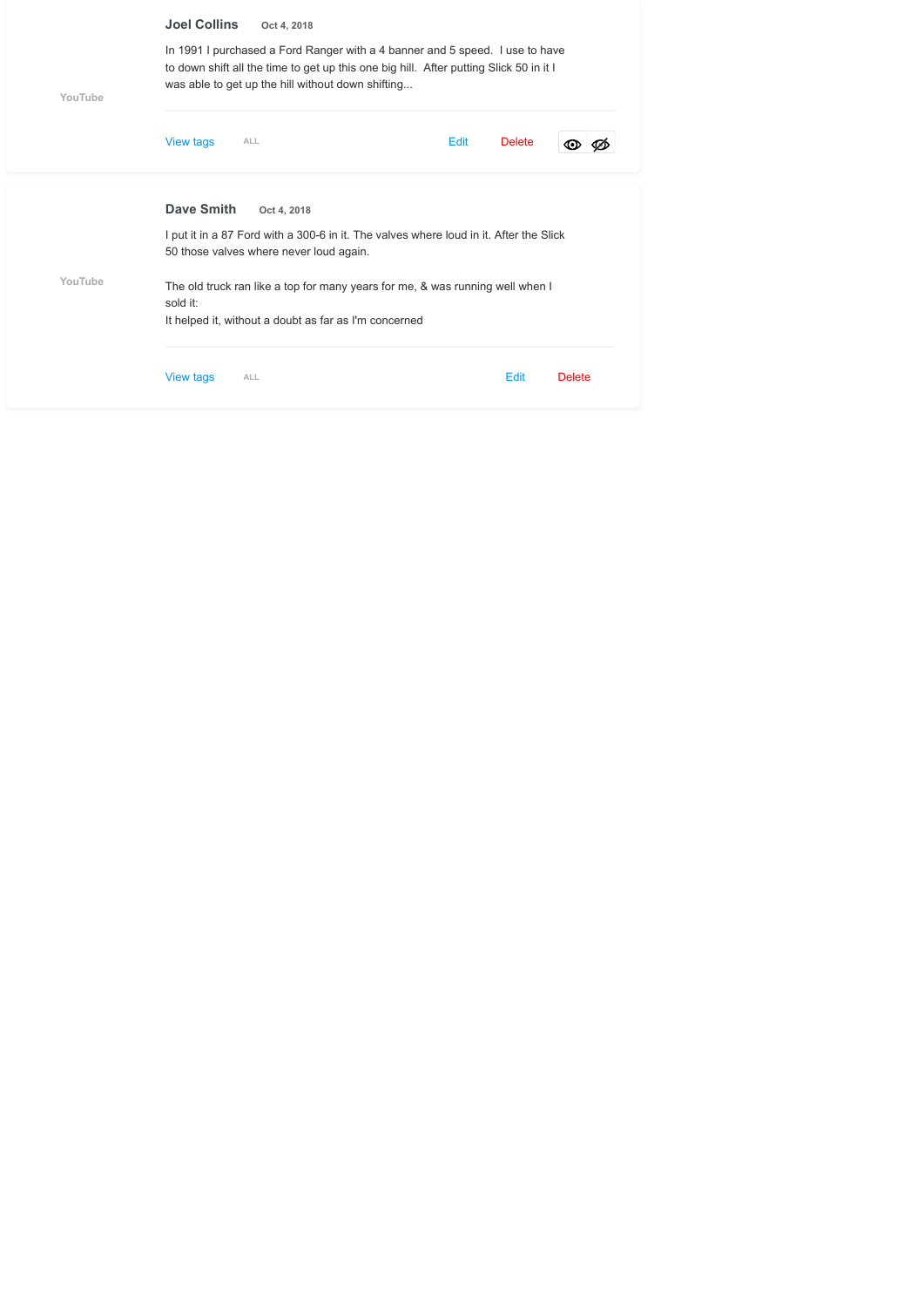YouTube

**Joel Collins** Oct 4, 2018

In 1991 I purchased a Ford Ranger with a 4 banner and 5 speed. I use to have to down shift all the time to get up this one big hill. After putting Slick 50 in it I was able to get up the hill without down shifting...

View tags ALL Edit Delete

---

YouTube

**Dave Smith** Oct 4, 2018

I put it in a 87 Ford with a 300-6 in it. The valves where loud in it. After the Slick 50 those valves where never loud again.

The old truck ran like a top for many years for me, & was running well when I sold it:
It helped it, without a doubt as far as I'm concerned

View tags ALL Edit Delete